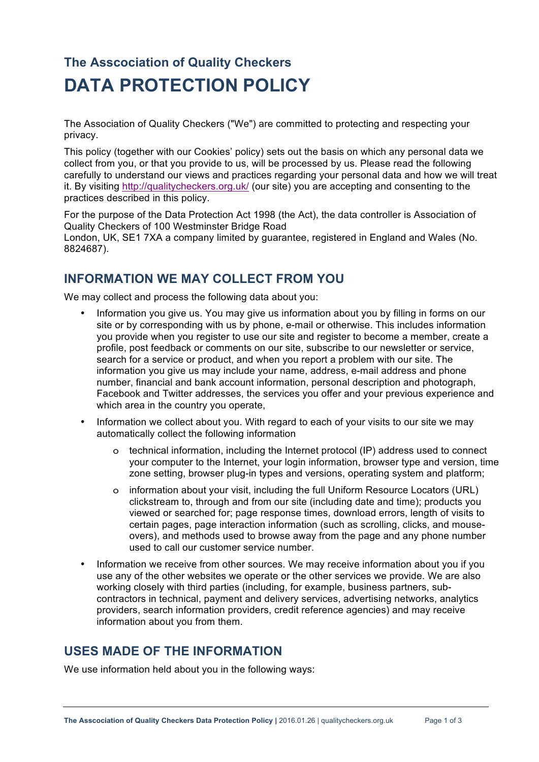# The Asscociation of Quality Checkers

# DATA PROTECTION POLICY

The Association of Quality Checkers ("We") are committed to protecting and respecting your privacy.

This policy (together with our Cookies' policy) sets out the basis on which any personal data we collect from you, or that you provide to us, will be processed by us. Please read the following carefully to understand our views and practices regarding your personal data and how we will treat it. By visiting [http://qualitycheckers.org.uk/](http://qualitycheckers.org.uk/) (our site) you are accepting and consenting to the practices described in this policy.

For the purpose of the Data Protection Act 1998 (the Act), the data controller is Association of Quality Checkers of 100 Westminster Bridge Road
London, UK, SE1 7XA a company limited by guarantee, registered in England and Wales (No. 8824687).

## INFORMATION WE MAY COLLECT FROM YOU

We may collect and process the following data about you:

- Information you give us. You may give us information about you by filling in forms on our site or by corresponding with us by phone, e-mail or otherwise. This includes information you provide when you register to use our site and register to become a member, create a profile, post feedback or comments on our site, subscribe to our newsletter or service, search for a service or product, and when you report a problem with our site. The information you give us may include your name, address, e-mail address and phone number, financial and bank account information, personal description and photograph, Facebook and Twitter addresses, the services you offer and your previous experience and which area in the country you operate,
- Information we collect about you. With regard to each of your visits to our site we may automatically collect the following information
  - technical information, including the Internet protocol (IP) address used to connect your computer to the Internet, your login information, browser type and version, time zone setting, browser plug-in types and versions, operating system and platform;
  - information about your visit, including the full Uniform Resource Locators (URL) clickstream to, through and from our site (including date and time); products you viewed or searched for; page response times, download errors, length of visits to certain pages, page interaction information (such as scrolling, clicks, and mouse-overs), and methods used to browse away from the page and any phone number used to call our customer service number.
- Information we receive from other sources. We may receive information about you if you use any of the other websites we operate or the other services we provide. We are also working closely with third parties (including, for example, business partners, sub-contractors in technical, payment and delivery services, advertising networks, analytics providers, search information providers, credit reference agencies) and may receive information about you from them.

## USES MADE OF THE INFORMATION

We use information held about you in the following ways: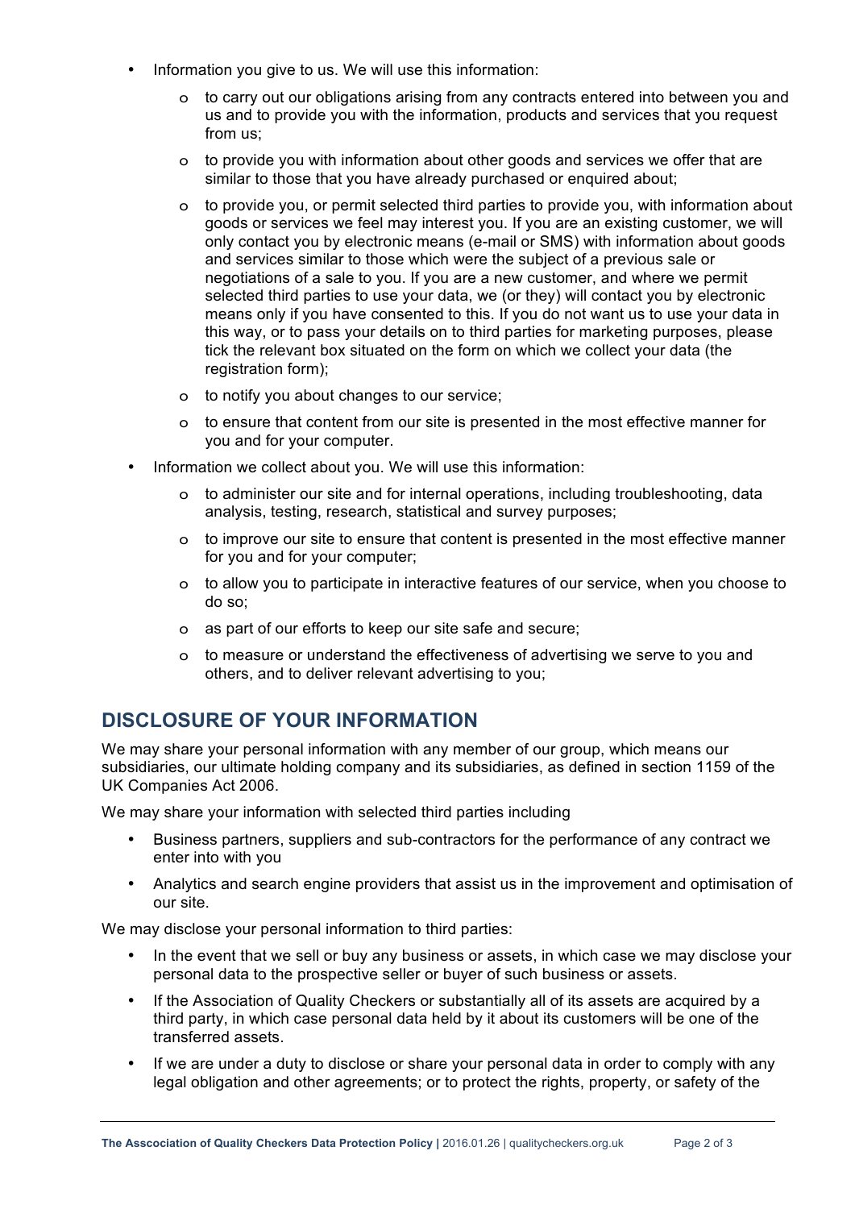- Information you give to us. We will use this information:
  - to carry out our obligations arising from any contracts entered into between you and us and to provide you with the information, products and services that you request from us;
  - to provide you with information about other goods and services we offer that are similar to those that you have already purchased or enquired about;
  - to provide you, or permit selected third parties to provide you, with information about goods or services we feel may interest you. If you are an existing customer, we will only contact you by electronic means (e-mail or SMS) with information about goods and services similar to those which were the subject of a previous sale or negotiations of a sale to you. If you are a new customer, and where we permit selected third parties to use your data, we (or they) will contact you by electronic means only if you have consented to this. If you do not want us to use your data in this way, or to pass your details on to third parties for marketing purposes, please tick the relevant box situated on the form on which we collect your data (the registration form);
  - to notify you about changes to our service;
  - to ensure that content from our site is presented in the most effective manner for you and for your computer.
- Information we collect about you. We will use this information:
  - to administer our site and for internal operations, including troubleshooting, data analysis, testing, research, statistical and survey purposes;
  - to improve our site to ensure that content is presented in the most effective manner for you and for your computer;
  - to allow you to participate in interactive features of our service, when you choose to do so;
  - as part of our efforts to keep our site safe and secure;
  - to measure or understand the effectiveness of advertising we serve to you and others, and to deliver relevant advertising to you;

## DISCLOSURE OF YOUR INFORMATION

We may share your personal information with any member of our group, which means our subsidiaries, our ultimate holding company and its subsidiaries, as defined in section 1159 of the UK Companies Act 2006.

We may share your information with selected third parties including

- Business partners, suppliers and sub-contractors for the performance of any contract we enter into with you
- Analytics and search engine providers that assist us in the improvement and optimisation of our site.

We may disclose your personal information to third parties:

- In the event that we sell or buy any business or assets, in which case we may disclose your personal data to the prospective seller or buyer of such business or assets.
- If the Association of Quality Checkers or substantially all of its assets are acquired by a third party, in which case personal data held by it about its customers will be one of the transferred assets.
- If we are under a duty to disclose or share your personal data in order to comply with any legal obligation and other agreements; or to protect the rights, property, or safety of the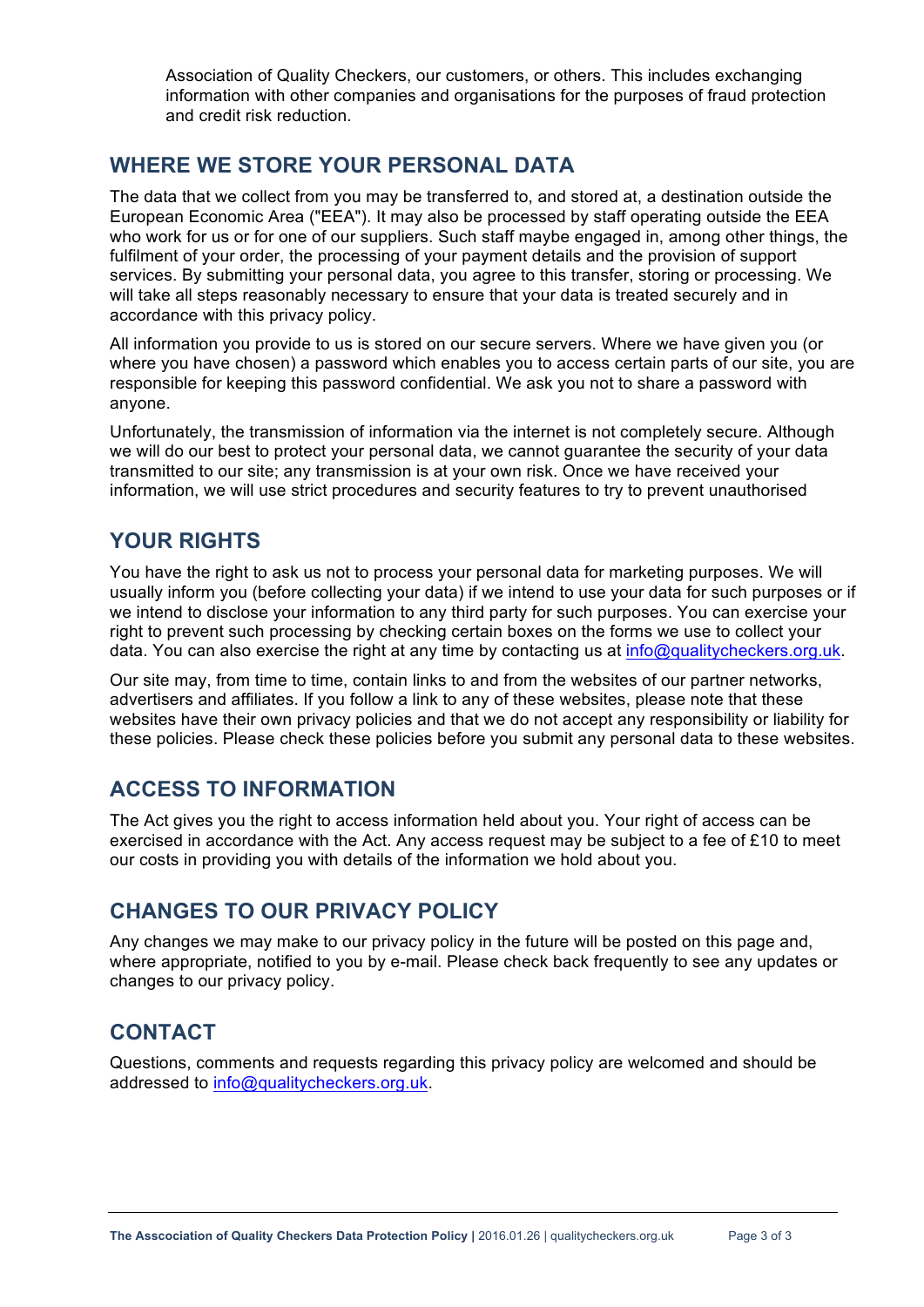Association of Quality Checkers, our customers, or others. This includes exchanging information with other companies and organisations for the purposes of fraud protection and credit risk reduction.

## WHERE WE STORE YOUR PERSONAL DATA

The data that we collect from you may be transferred to, and stored at, a destination outside the European Economic Area ("EEA"). It may also be processed by staff operating outside the EEA who work for us or for one of our suppliers. Such staff maybe engaged in, among other things, the fulfilment of your order, the processing of your payment details and the provision of support services. By submitting your personal data, you agree to this transfer, storing or processing. We will take all steps reasonably necessary to ensure that your data is treated securely and in accordance with this privacy policy.

All information you provide to us is stored on our secure servers. Where we have given you (or where you have chosen) a password which enables you to access certain parts of our site, you are responsible for keeping this password confidential. We ask you not to share a password with anyone.

Unfortunately, the transmission of information via the internet is not completely secure. Although we will do our best to protect your personal data, we cannot guarantee the security of your data transmitted to our site; any transmission is at your own risk. Once we have received your information, we will use strict procedures and security features to try to prevent unauthorised

## YOUR RIGHTS

You have the right to ask us not to process your personal data for marketing purposes. We will usually inform you (before collecting your data) if we intend to use your data for such purposes or if we intend to disclose your information to any third party for such purposes. You can exercise your right to prevent such processing by checking certain boxes on the forms we use to collect your data. You can also exercise the right at any time by contacting us at info@qualitycheckers.org.uk.

Our site may, from time to time, contain links to and from the websites of our partner networks, advertisers and affiliates. If you follow a link to any of these websites, please note that these websites have their own privacy policies and that we do not accept any responsibility or liability for these policies. Please check these policies before you submit any personal data to these websites.

## ACCESS TO INFORMATION

The Act gives you the right to access information held about you. Your right of access can be exercised in accordance with the Act. Any access request may be subject to a fee of £10 to meet our costs in providing you with details of the information we hold about you.

## CHANGES TO OUR PRIVACY POLICY

Any changes we may make to our privacy policy in the future will be posted on this page and, where appropriate, notified to you by e-mail. Please check back frequently to see any updates or changes to our privacy policy.

## CONTACT

Questions, comments and requests regarding this privacy policy are welcomed and should be addressed to info@qualitycheckers.org.uk.